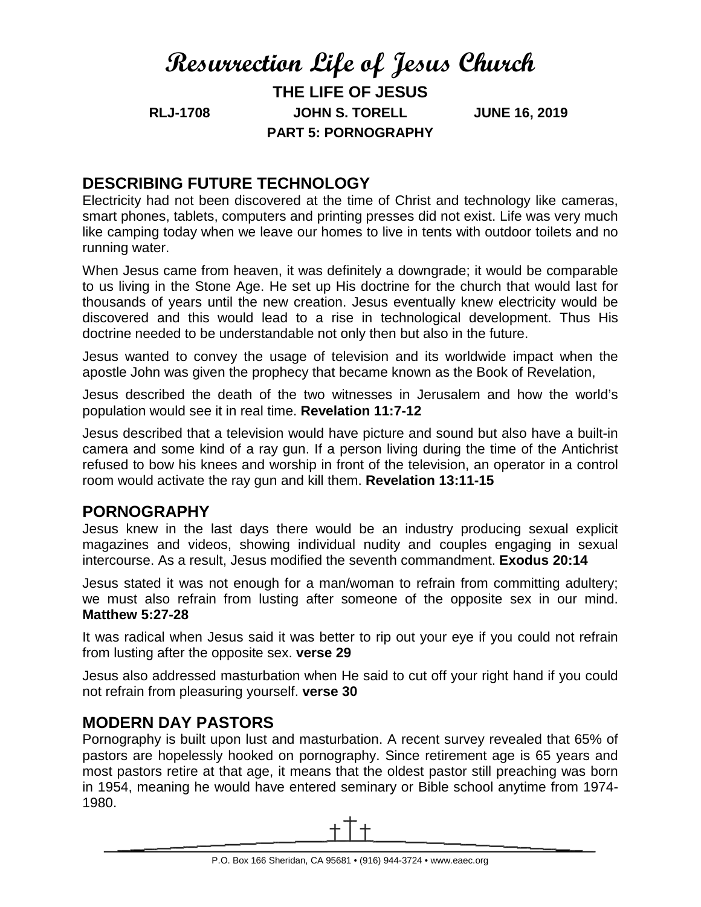# Resurrection Life of Jesus Church

**THE LIFE OF JESUS**

**RLJ-1708 JOHN S. TORELL JUNE 16, 2019**

**PART 5: PORNOGRAPHY**

## DESCRIBING FUTURE TECHNOLOGY

Electricity had not been discovered at the time of Christ and technology like cameras, smart phones, tablets, computers and printing presses did not exist. Life was very much like camping today when we leave our homes to live in tents with outdoor toilets and no running water.

When Jesus came from heaven, it was definitely a downgrade; it would be comparable to us living in the Stone Age. He set up His doctrine for the church that would last for thousands of years until the new creation. Jesus eventually knew electricity would be discovered and this would lead to a rise in technological development. Thus His doctrine needed to be understandable not only then but also in the future.

Jesus wanted to convey the usage of television and its worldwide impact when the apostle John was given the prophecy that became known as the Book of Revelation,

Jesus described the death of the two witnesses in Jerusalem and how the world's population would see it in real time. **Revelation 11:7-12**

Jesus described that a television would have picture and sound but also have a built-in camera and some kind of a ray gun. If a person living during the time of the Antichrist refused to bow his knees and worship in front of the television, an operator in a control room would activate the ray gun and kill them. **Revelation 13:11-15**

## PORNOGRAPHY

Jesus knew in the last days there would be an industry producing sexual explicit magazines and videos, showing individual nudity and couples engaging in sexual intercourse. As a result, Jesus modified the seventh commandment. **Exodus 20:14**

Jesus stated it was not enough for a man/woman to refrain from committing adultery; we must also refrain from lusting after someone of the opposite sex in our mind. **Matthew 5:27-28**

It was radical when Jesus said it was better to rip out your eye if you could not refrain from lusting after the opposite sex. **verse 29**

Jesus also addressed masturbation when He said to cut off your right hand if you could not refrain from pleasuring yourself. **verse 30**

## MODERN DAY PASTORS

Pornography is built upon lust and masturbation. A recent survey revealed that 65% of pastors are hopelessly hooked on pornography. Since retirement age is 65 years and most pastors retire at that age, it means that the oldest pastor still preaching was born in 1954, meaning he would have entered seminary or Bible school anytime from 1974-1980.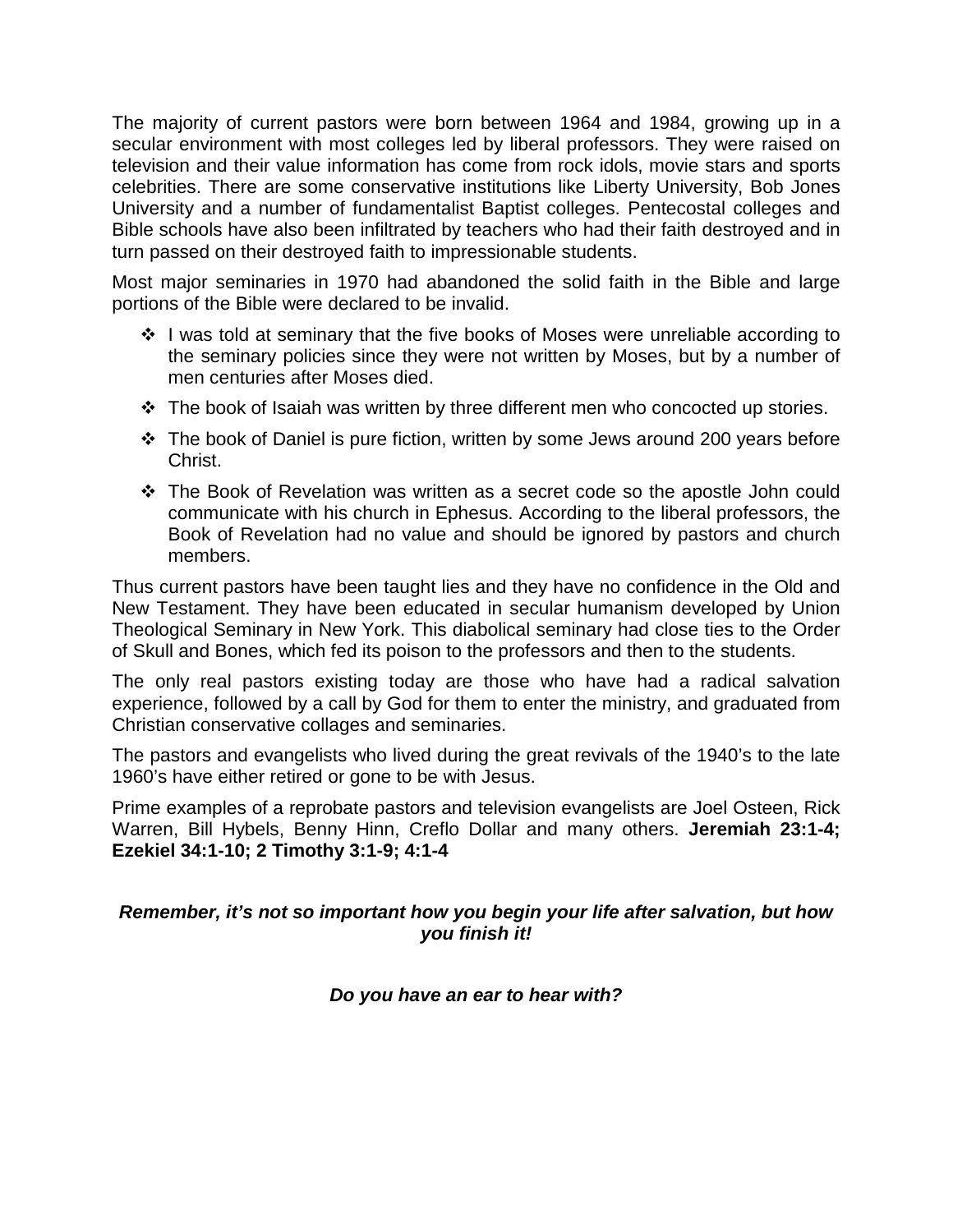The majority of current pastors were born between 1964 and 1984, growing up in a secular environment with most colleges led by liberal professors. They were raised on television and their value information has come from rock idols, movie stars and sports celebrities. There are some conservative institutions like Liberty University, Bob Jones University and a number of fundamentalist Baptist colleges. Pentecostal colleges and Bible schools have also been infiltrated by teachers who had their faith destroyed and in turn passed on their destroyed faith to impressionable students.

Most major seminaries in 1970 had abandoned the solid faith in the Bible and large portions of the Bible were declared to be invalid.

- I was told at seminary that the five books of Moses were unreliable according to the seminary policies since they were not written by Moses, but by a number of men centuries after Moses died.
- The book of Isaiah was written by three different men who concocted up stories.
- The book of Daniel is pure fiction, written by some Jews around 200 years before Christ.
- The Book of Revelation was written as a secret code so the apostle John could communicate with his church in Ephesus. According to the liberal professors, the Book of Revelation had no value and should be ignored by pastors and church members.

Thus current pastors have been taught lies and they have no confidence in the Old and New Testament. They have been educated in secular humanism developed by Union Theological Seminary in New York. This diabolical seminary had close ties to the Order of Skull and Bones, which fed its poison to the professors and then to the students.

The only real pastors existing today are those who have had a radical salvation experience, followed by a call by God for them to enter the ministry, and graduated from Christian conservative collages and seminaries.

The pastors and evangelists who lived during the great revivals of the 1940's to the late 1960's have either retired or gone to be with Jesus.

Prime examples of a reprobate pastors and television evangelists are Joel Osteen, Rick Warren, Bill Hybels, Benny Hinn, Creflo Dollar and many others. **Jeremiah 23:1-4; Ezekiel 34:1-10; 2 Timothy 3:1-9; 4:1-4**

***Remember, it's not so important how you begin your life after salvation, but how you finish it!***

***Do you have an ear to hear with?***